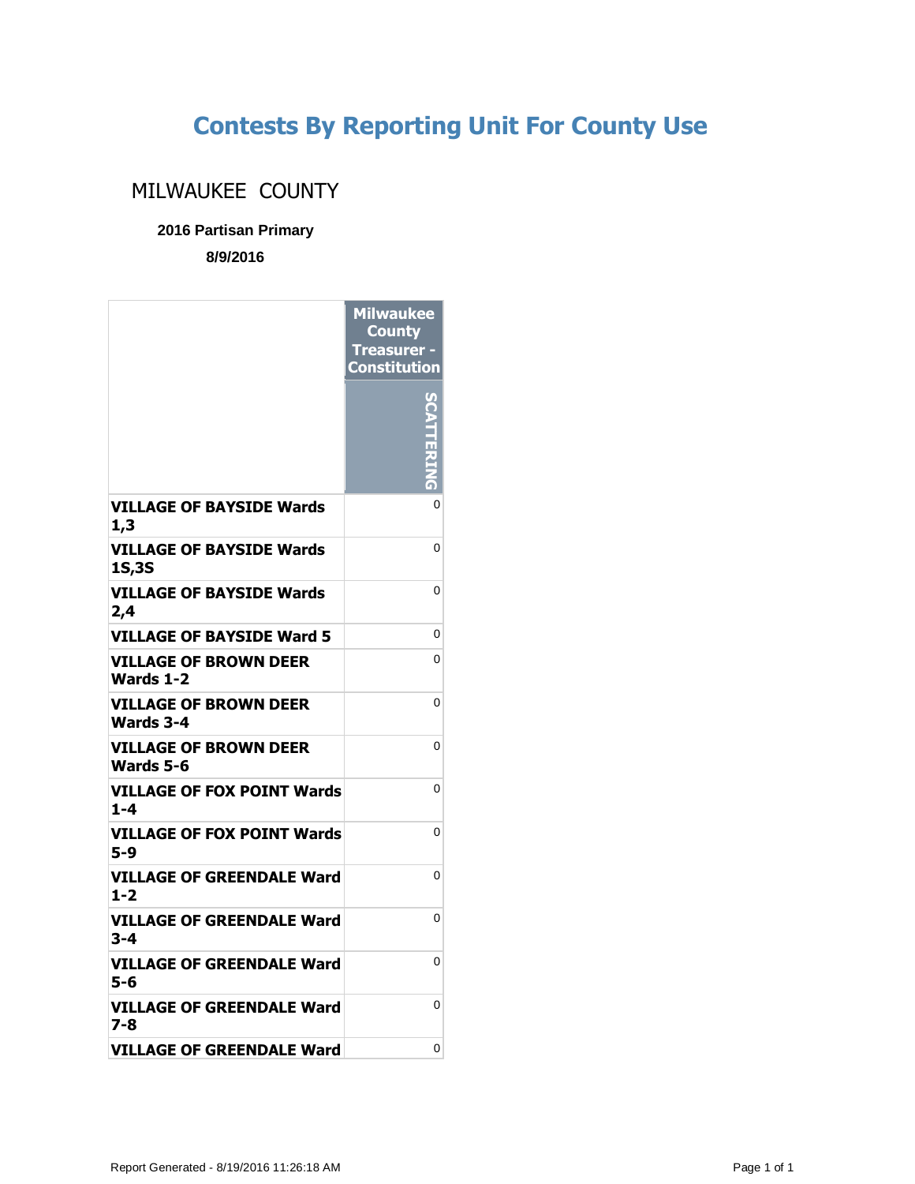# Contests By Reporting Unit For County Use

## MILWAUKEE COUNTY

**2016 Partisan Primary**

**8/9/2016**

| | Milwaukee County Treasurer - Constitution |
|---|---|
| | SCATTERING |
| **VILLAGE OF BAYSIDE Wards 1,3** | 0 |
| **VILLAGE OF BAYSIDE Wards 1S,3S** | 0 |
| **VILLAGE OF BAYSIDE Wards 2,4** | 0 |
| **VILLAGE OF BAYSIDE Ward 5** | 0 |
| **VILLAGE OF BROWN DEER Wards 1-2** | 0 |
| **VILLAGE OF BROWN DEER Wards 3-4** | 0 |
| **VILLAGE OF BROWN DEER Wards 5-6** | 0 |
| **VILLAGE OF FOX POINT Wards 1-4** | 0 |
| **VILLAGE OF FOX POINT Wards 5-9** | 0 |
| **VILLAGE OF GREENDALE Ward 1-2** | 0 |
| **VILLAGE OF GREENDALE Ward 3-4** | 0 |
| **VILLAGE OF GREENDALE Ward 5-6** | 0 |
| **VILLAGE OF GREENDALE Ward 7-8** | 0 |
| **VILLAGE OF GREENDALE Ward** | 0 |

Report Generated - 8/19/2016 11:26:18 AM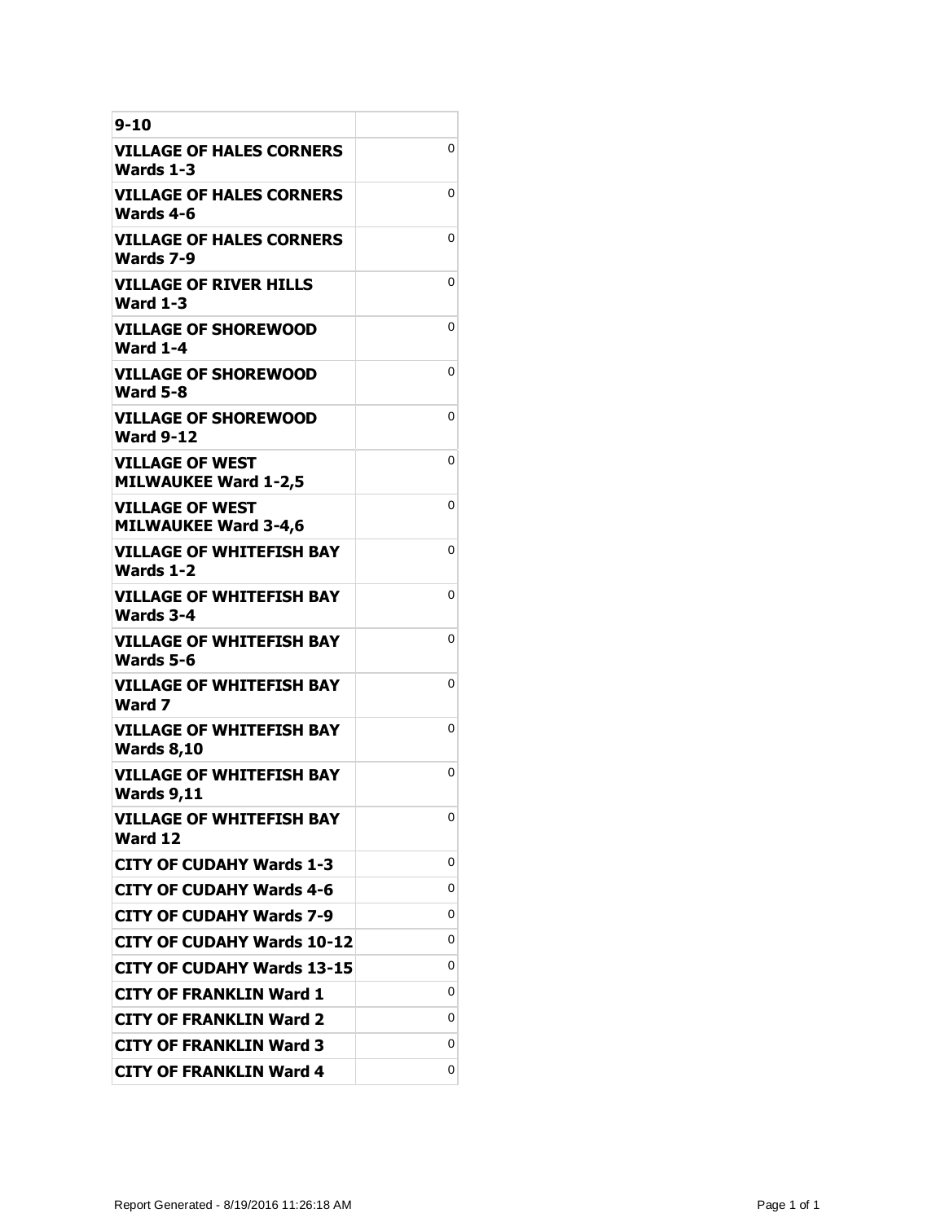| 9-10 | |
|---|---|
| **VILLAGE OF HALES CORNERS Wards 1-3** | 0 |
| **VILLAGE OF HALES CORNERS Wards 4-6** | 0 |
| **VILLAGE OF HALES CORNERS Wards 7-9** | 0 |
| **VILLAGE OF RIVER HILLS Ward 1-3** | 0 |
| **VILLAGE OF SHOREWOOD Ward 1-4** | 0 |
| **VILLAGE OF SHOREWOOD Ward 5-8** | 0 |
| **VILLAGE OF SHOREWOOD Ward 9-12** | 0 |
| **VILLAGE OF WEST MILWAUKEE Ward 1-2,5** | 0 |
| **VILLAGE OF WEST MILWAUKEE Ward 3-4,6** | 0 |
| **VILLAGE OF WHITEFISH BAY Wards 1-2** | 0 |
| **VILLAGE OF WHITEFISH BAY Wards 3-4** | 0 |
| **VILLAGE OF WHITEFISH BAY Wards 5-6** | 0 |
| **VILLAGE OF WHITEFISH BAY Ward 7** | 0 |
| **VILLAGE OF WHITEFISH BAY Wards 8,10** | 0 |
| **VILLAGE OF WHITEFISH BAY Wards 9,11** | 0 |
| **VILLAGE OF WHITEFISH BAY Ward 12** | 0 |
| **CITY OF CUDAHY Wards 1-3** | 0 |
| **CITY OF CUDAHY Wards 4-6** | 0 |
| **CITY OF CUDAHY Wards 7-9** | 0 |
| **CITY OF CUDAHY Wards 10-12** | 0 |
| **CITY OF CUDAHY Wards 13-15** | 0 |
| **CITY OF FRANKLIN Ward 1** | 0 |
| **CITY OF FRANKLIN Ward 2** | 0 |
| **CITY OF FRANKLIN Ward 3** | 0 |
| **CITY OF FRANKLIN Ward 4** | 0 |

Report Generated - 8/19/2016 11:26:18 AM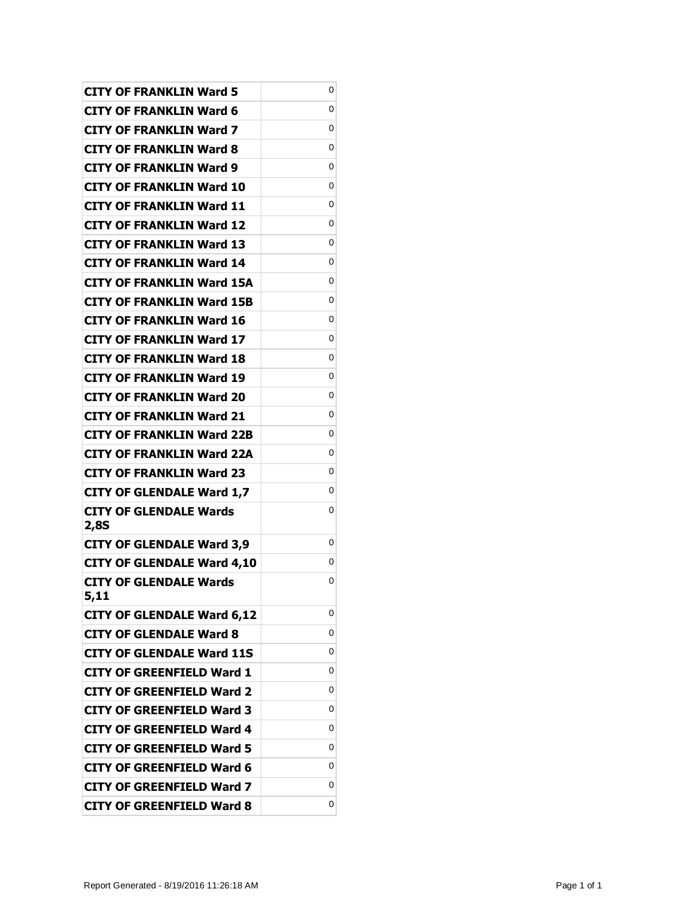| | |
|---|---|
| **CITY OF FRANKLIN Ward 5** | 0 |
| **CITY OF FRANKLIN Ward 6** | 0 |
| **CITY OF FRANKLIN Ward 7** | 0 |
| **CITY OF FRANKLIN Ward 8** | 0 |
| **CITY OF FRANKLIN Ward 9** | 0 |
| **CITY OF FRANKLIN Ward 10** | 0 |
| **CITY OF FRANKLIN Ward 11** | 0 |
| **CITY OF FRANKLIN Ward 12** | 0 |
| **CITY OF FRANKLIN Ward 13** | 0 |
| **CITY OF FRANKLIN Ward 14** | 0 |
| **CITY OF FRANKLIN Ward 15A** | 0 |
| **CITY OF FRANKLIN Ward 15B** | 0 |
| **CITY OF FRANKLIN Ward 16** | 0 |
| **CITY OF FRANKLIN Ward 17** | 0 |
| **CITY OF FRANKLIN Ward 18** | 0 |
| **CITY OF FRANKLIN Ward 19** | 0 |
| **CITY OF FRANKLIN Ward 20** | 0 |
| **CITY OF FRANKLIN Ward 21** | 0 |
| **CITY OF FRANKLIN Ward 22B** | 0 |
| **CITY OF FRANKLIN Ward 22A** | 0 |
| **CITY OF FRANKLIN Ward 23** | 0 |
| **CITY OF GLENDALE Ward 1,7** | 0 |
| **CITY OF GLENDALE Wards 2,8S** | 0 |
| **CITY OF GLENDALE Ward 3,9** | 0 |
| **CITY OF GLENDALE Ward 4,10** | 0 |
| **CITY OF GLENDALE Wards 5,11** | 0 |
| **CITY OF GLENDALE Ward 6,12** | 0 |
| **CITY OF GLENDALE Ward 8** | 0 |
| **CITY OF GLENDALE Ward 11S** | 0 |
| **CITY OF GREENFIELD Ward 1** | 0 |
| **CITY OF GREENFIELD Ward 2** | 0 |
| **CITY OF GREENFIELD Ward 3** | 0 |
| **CITY OF GREENFIELD Ward 4** | 0 |
| **CITY OF GREENFIELD Ward 5** | 0 |
| **CITY OF GREENFIELD Ward 6** | 0 |
| **CITY OF GREENFIELD Ward 7** | 0 |
| **CITY OF GREENFIELD Ward 8** | 0 |

Report Generated - 8/19/2016 11:26:18 AM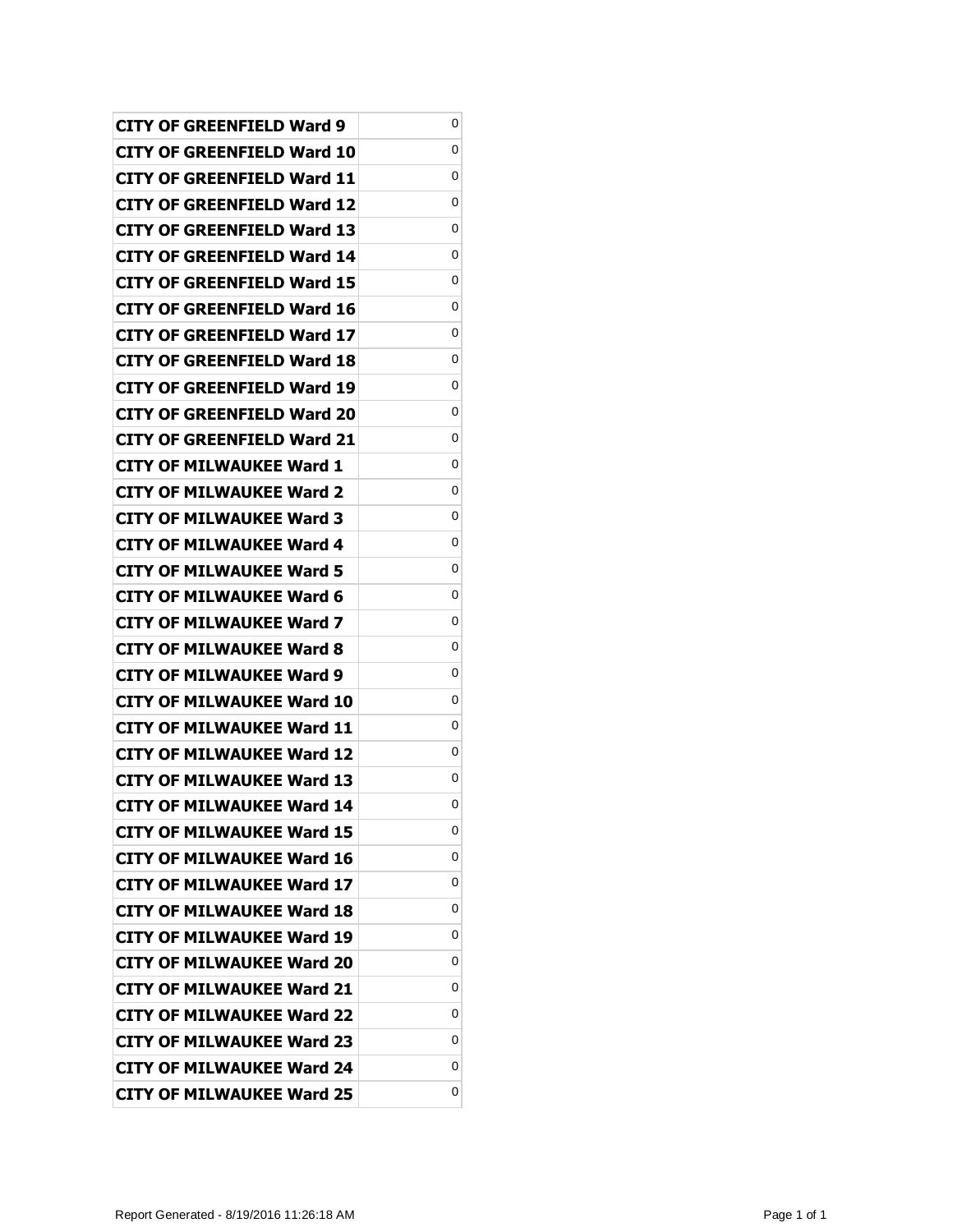| | |
|---|---|
| **CITY OF GREENFIELD Ward 9** | 0 |
| **CITY OF GREENFIELD Ward 10** | 0 |
| **CITY OF GREENFIELD Ward 11** | 0 |
| **CITY OF GREENFIELD Ward 12** | 0 |
| **CITY OF GREENFIELD Ward 13** | 0 |
| **CITY OF GREENFIELD Ward 14** | 0 |
| **CITY OF GREENFIELD Ward 15** | 0 |
| **CITY OF GREENFIELD Ward 16** | 0 |
| **CITY OF GREENFIELD Ward 17** | 0 |
| **CITY OF GREENFIELD Ward 18** | 0 |
| **CITY OF GREENFIELD Ward 19** | 0 |
| **CITY OF GREENFIELD Ward 20** | 0 |
| **CITY OF GREENFIELD Ward 21** | 0 |
| **CITY OF MILWAUKEE Ward 1** | 0 |
| **CITY OF MILWAUKEE Ward 2** | 0 |
| **CITY OF MILWAUKEE Ward 3** | 0 |
| **CITY OF MILWAUKEE Ward 4** | 0 |
| **CITY OF MILWAUKEE Ward 5** | 0 |
| **CITY OF MILWAUKEE Ward 6** | 0 |
| **CITY OF MILWAUKEE Ward 7** | 0 |
| **CITY OF MILWAUKEE Ward 8** | 0 |
| **CITY OF MILWAUKEE Ward 9** | 0 |
| **CITY OF MILWAUKEE Ward 10** | 0 |
| **CITY OF MILWAUKEE Ward 11** | 0 |
| **CITY OF MILWAUKEE Ward 12** | 0 |
| **CITY OF MILWAUKEE Ward 13** | 0 |
| **CITY OF MILWAUKEE Ward 14** | 0 |
| **CITY OF MILWAUKEE Ward 15** | 0 |
| **CITY OF MILWAUKEE Ward 16** | 0 |
| **CITY OF MILWAUKEE Ward 17** | 0 |
| **CITY OF MILWAUKEE Ward 18** | 0 |
| **CITY OF MILWAUKEE Ward 19** | 0 |
| **CITY OF MILWAUKEE Ward 20** | 0 |
| **CITY OF MILWAUKEE Ward 21** | 0 |
| **CITY OF MILWAUKEE Ward 22** | 0 |
| **CITY OF MILWAUKEE Ward 23** | 0 |
| **CITY OF MILWAUKEE Ward 24** | 0 |
| **CITY OF MILWAUKEE Ward 25** | 0 |

Report Generated - 8/19/2016 11:26:18 AM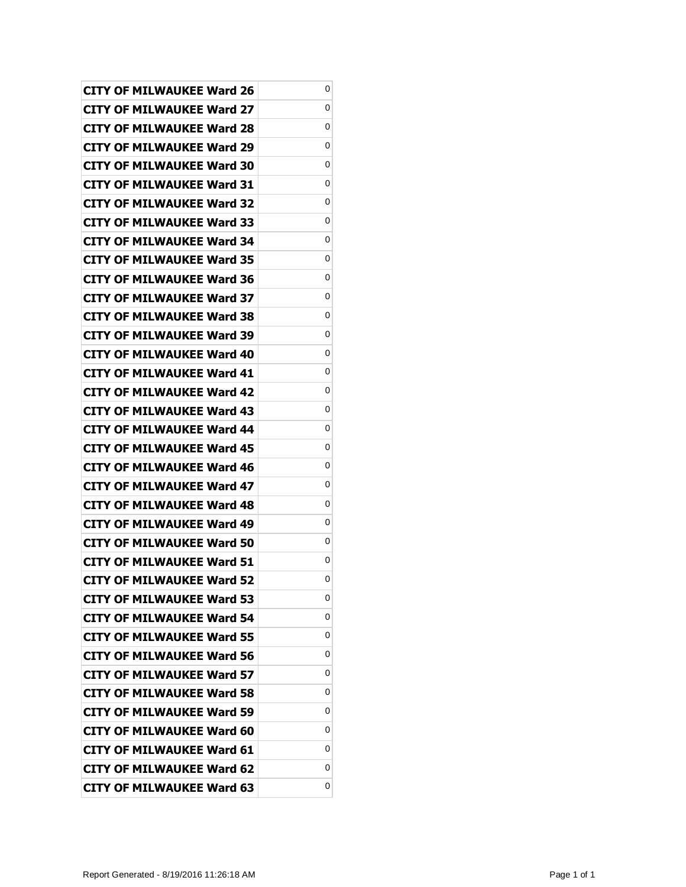| | |
|---|---|
| **CITY OF MILWAUKEE Ward 26** | 0 |
| **CITY OF MILWAUKEE Ward 27** | 0 |
| **CITY OF MILWAUKEE Ward 28** | 0 |
| **CITY OF MILWAUKEE Ward 29** | 0 |
| **CITY OF MILWAUKEE Ward 30** | 0 |
| **CITY OF MILWAUKEE Ward 31** | 0 |
| **CITY OF MILWAUKEE Ward 32** | 0 |
| **CITY OF MILWAUKEE Ward 33** | 0 |
| **CITY OF MILWAUKEE Ward 34** | 0 |
| **CITY OF MILWAUKEE Ward 35** | 0 |
| **CITY OF MILWAUKEE Ward 36** | 0 |
| **CITY OF MILWAUKEE Ward 37** | 0 |
| **CITY OF MILWAUKEE Ward 38** | 0 |
| **CITY OF MILWAUKEE Ward 39** | 0 |
| **CITY OF MILWAUKEE Ward 40** | 0 |
| **CITY OF MILWAUKEE Ward 41** | 0 |
| **CITY OF MILWAUKEE Ward 42** | 0 |
| **CITY OF MILWAUKEE Ward 43** | 0 |
| **CITY OF MILWAUKEE Ward 44** | 0 |
| **CITY OF MILWAUKEE Ward 45** | 0 |
| **CITY OF MILWAUKEE Ward 46** | 0 |
| **CITY OF MILWAUKEE Ward 47** | 0 |
| **CITY OF MILWAUKEE Ward 48** | 0 |
| **CITY OF MILWAUKEE Ward 49** | 0 |
| **CITY OF MILWAUKEE Ward 50** | 0 |
| **CITY OF MILWAUKEE Ward 51** | 0 |
| **CITY OF MILWAUKEE Ward 52** | 0 |
| **CITY OF MILWAUKEE Ward 53** | 0 |
| **CITY OF MILWAUKEE Ward 54** | 0 |
| **CITY OF MILWAUKEE Ward 55** | 0 |
| **CITY OF MILWAUKEE Ward 56** | 0 |
| **CITY OF MILWAUKEE Ward 57** | 0 |
| **CITY OF MILWAUKEE Ward 58** | 0 |
| **CITY OF MILWAUKEE Ward 59** | 0 |
| **CITY OF MILWAUKEE Ward 60** | 0 |
| **CITY OF MILWAUKEE Ward 61** | 0 |
| **CITY OF MILWAUKEE Ward 62** | 0 |
| **CITY OF MILWAUKEE Ward 63** | 0 |

Report Generated - 8/19/2016 11:26:18 AM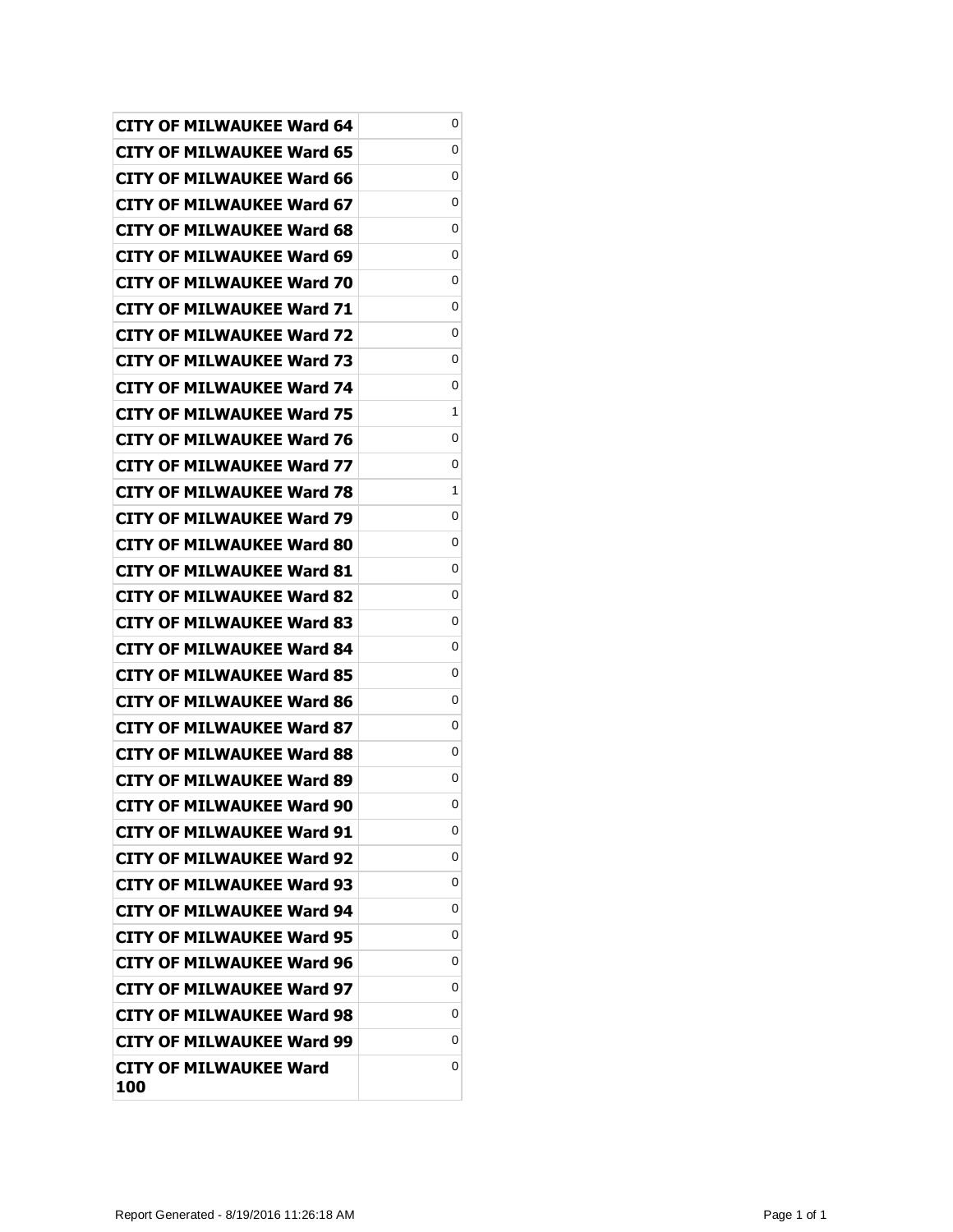| | |
|---|---|
| **CITY OF MILWAUKEE Ward 64** | 0 |
| **CITY OF MILWAUKEE Ward 65** | 0 |
| **CITY OF MILWAUKEE Ward 66** | 0 |
| **CITY OF MILWAUKEE Ward 67** | 0 |
| **CITY OF MILWAUKEE Ward 68** | 0 |
| **CITY OF MILWAUKEE Ward 69** | 0 |
| **CITY OF MILWAUKEE Ward 70** | 0 |
| **CITY OF MILWAUKEE Ward 71** | 0 |
| **CITY OF MILWAUKEE Ward 72** | 0 |
| **CITY OF MILWAUKEE Ward 73** | 0 |
| **CITY OF MILWAUKEE Ward 74** | 0 |
| **CITY OF MILWAUKEE Ward 75** | 1 |
| **CITY OF MILWAUKEE Ward 76** | 0 |
| **CITY OF MILWAUKEE Ward 77** | 0 |
| **CITY OF MILWAUKEE Ward 78** | 1 |
| **CITY OF MILWAUKEE Ward 79** | 0 |
| **CITY OF MILWAUKEE Ward 80** | 0 |
| **CITY OF MILWAUKEE Ward 81** | 0 |
| **CITY OF MILWAUKEE Ward 82** | 0 |
| **CITY OF MILWAUKEE Ward 83** | 0 |
| **CITY OF MILWAUKEE Ward 84** | 0 |
| **CITY OF MILWAUKEE Ward 85** | 0 |
| **CITY OF MILWAUKEE Ward 86** | 0 |
| **CITY OF MILWAUKEE Ward 87** | 0 |
| **CITY OF MILWAUKEE Ward 88** | 0 |
| **CITY OF MILWAUKEE Ward 89** | 0 |
| **CITY OF MILWAUKEE Ward 90** | 0 |
| **CITY OF MILWAUKEE Ward 91** | 0 |
| **CITY OF MILWAUKEE Ward 92** | 0 |
| **CITY OF MILWAUKEE Ward 93** | 0 |
| **CITY OF MILWAUKEE Ward 94** | 0 |
| **CITY OF MILWAUKEE Ward 95** | 0 |
| **CITY OF MILWAUKEE Ward 96** | 0 |
| **CITY OF MILWAUKEE Ward 97** | 0 |
| **CITY OF MILWAUKEE Ward 98** | 0 |
| **CITY OF MILWAUKEE Ward 99** | 0 |
| **CITY OF MILWAUKEE Ward 100** | 0 |

Report Generated - 8/19/2016 11:26:18 AM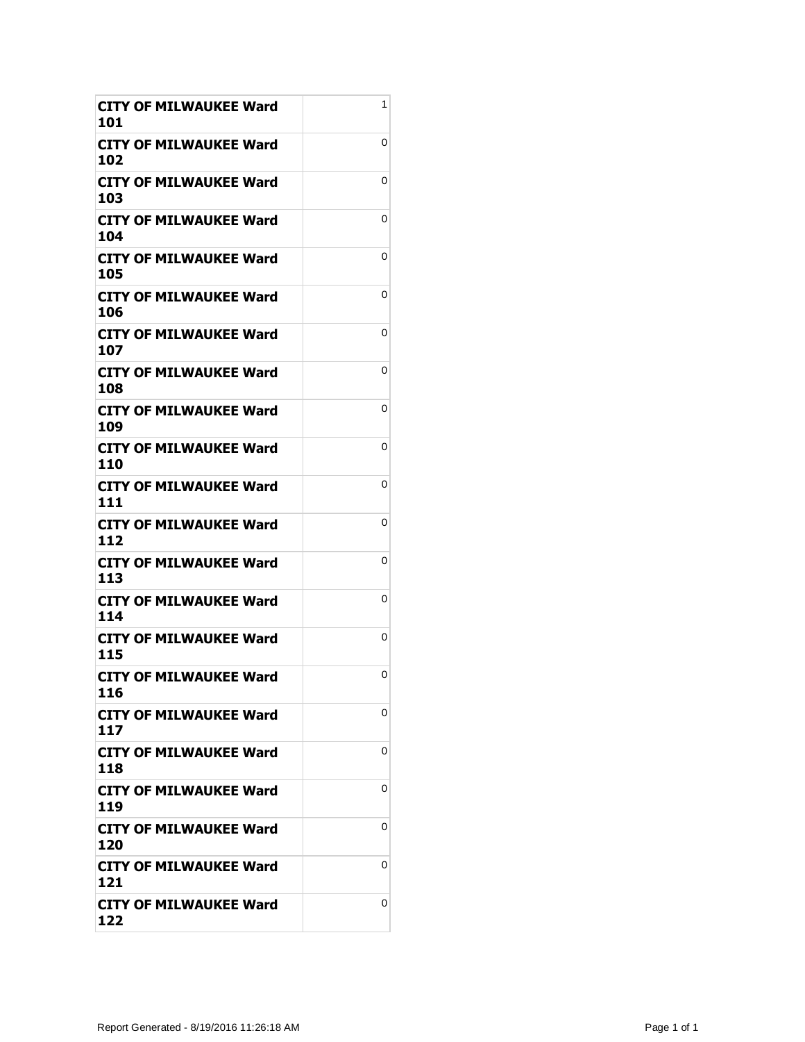| | |
|---|---|
| **CITY OF MILWAUKEE Ward 101** | 1 |
| **CITY OF MILWAUKEE Ward 102** | 0 |
| **CITY OF MILWAUKEE Ward 103** | 0 |
| **CITY OF MILWAUKEE Ward 104** | 0 |
| **CITY OF MILWAUKEE Ward 105** | 0 |
| **CITY OF MILWAUKEE Ward 106** | 0 |
| **CITY OF MILWAUKEE Ward 107** | 0 |
| **CITY OF MILWAUKEE Ward 108** | 0 |
| **CITY OF MILWAUKEE Ward 109** | 0 |
| **CITY OF MILWAUKEE Ward 110** | 0 |
| **CITY OF MILWAUKEE Ward 111** | 0 |
| **CITY OF MILWAUKEE Ward 112** | 0 |
| **CITY OF MILWAUKEE Ward 113** | 0 |
| **CITY OF MILWAUKEE Ward 114** | 0 |
| **CITY OF MILWAUKEE Ward 115** | 0 |
| **CITY OF MILWAUKEE Ward 116** | 0 |
| **CITY OF MILWAUKEE Ward 117** | 0 |
| **CITY OF MILWAUKEE Ward 118** | 0 |
| **CITY OF MILWAUKEE Ward 119** | 0 |
| **CITY OF MILWAUKEE Ward 120** | 0 |
| **CITY OF MILWAUKEE Ward 121** | 0 |
| **CITY OF MILWAUKEE Ward 122** | 0 |

Report Generated - 8/19/2016 11:26:18 AM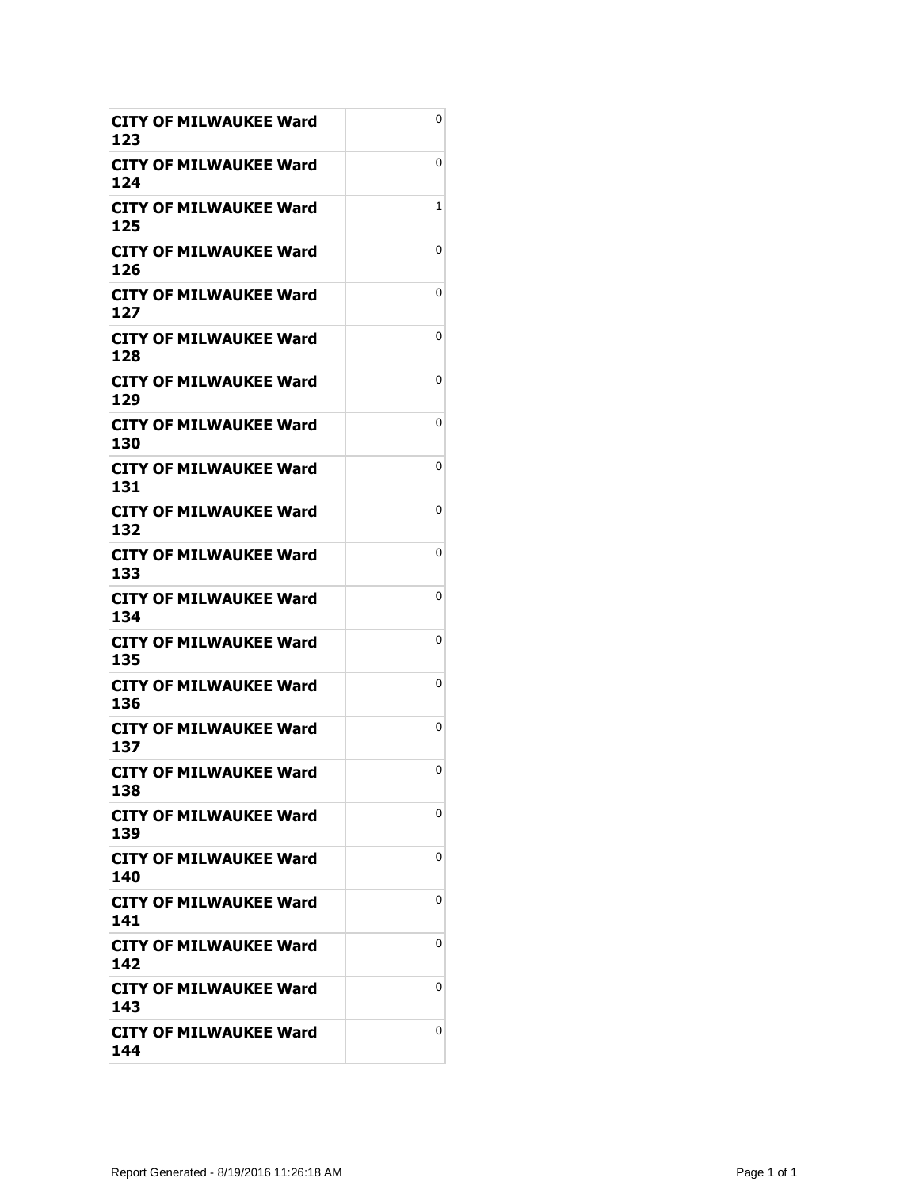| | |
|---|---|
| **CITY OF MILWAUKEE Ward 123** | 0 |
| **CITY OF MILWAUKEE Ward 124** | 0 |
| **CITY OF MILWAUKEE Ward 125** | 1 |
| **CITY OF MILWAUKEE Ward 126** | 0 |
| **CITY OF MILWAUKEE Ward 127** | 0 |
| **CITY OF MILWAUKEE Ward 128** | 0 |
| **CITY OF MILWAUKEE Ward 129** | 0 |
| **CITY OF MILWAUKEE Ward 130** | 0 |
| **CITY OF MILWAUKEE Ward 131** | 0 |
| **CITY OF MILWAUKEE Ward 132** | 0 |
| **CITY OF MILWAUKEE Ward 133** | 0 |
| **CITY OF MILWAUKEE Ward 134** | 0 |
| **CITY OF MILWAUKEE Ward 135** | 0 |
| **CITY OF MILWAUKEE Ward 136** | 0 |
| **CITY OF MILWAUKEE Ward 137** | 0 |
| **CITY OF MILWAUKEE Ward 138** | 0 |
| **CITY OF MILWAUKEE Ward 139** | 0 |
| **CITY OF MILWAUKEE Ward 140** | 0 |
| **CITY OF MILWAUKEE Ward 141** | 0 |
| **CITY OF MILWAUKEE Ward 142** | 0 |
| **CITY OF MILWAUKEE Ward 143** | 0 |
| **CITY OF MILWAUKEE Ward 144** | 0 |

Report Generated - 8/19/2016 11:26:18 AM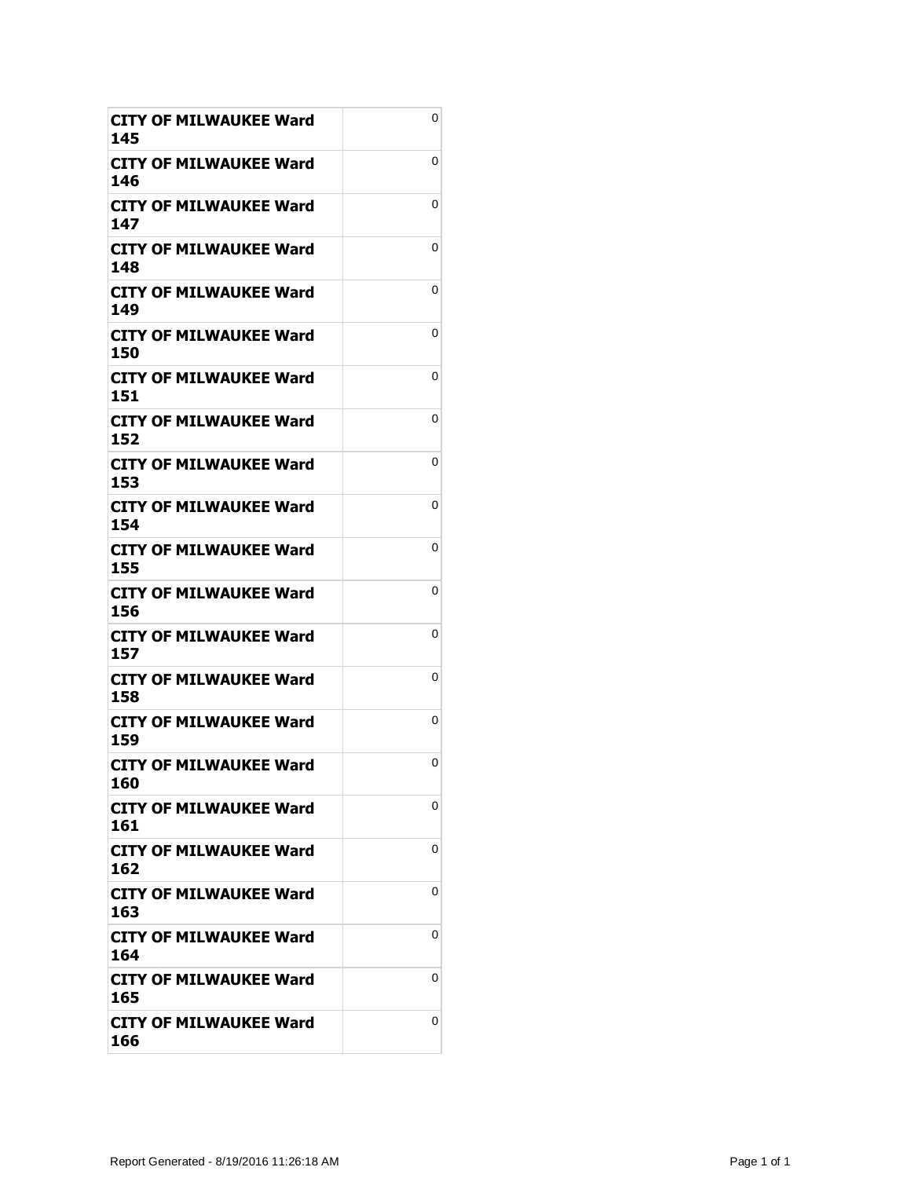| | |
|---|---|
| **CITY OF MILWAUKEE Ward 145** | 0 |
| **CITY OF MILWAUKEE Ward 146** | 0 |
| **CITY OF MILWAUKEE Ward 147** | 0 |
| **CITY OF MILWAUKEE Ward 148** | 0 |
| **CITY OF MILWAUKEE Ward 149** | 0 |
| **CITY OF MILWAUKEE Ward 150** | 0 |
| **CITY OF MILWAUKEE Ward 151** | 0 |
| **CITY OF MILWAUKEE Ward 152** | 0 |
| **CITY OF MILWAUKEE Ward 153** | 0 |
| **CITY OF MILWAUKEE Ward 154** | 0 |
| **CITY OF MILWAUKEE Ward 155** | 0 |
| **CITY OF MILWAUKEE Ward 156** | 0 |
| **CITY OF MILWAUKEE Ward 157** | 0 |
| **CITY OF MILWAUKEE Ward 158** | 0 |
| **CITY OF MILWAUKEE Ward 159** | 0 |
| **CITY OF MILWAUKEE Ward 160** | 0 |
| **CITY OF MILWAUKEE Ward 161** | 0 |
| **CITY OF MILWAUKEE Ward 162** | 0 |
| **CITY OF MILWAUKEE Ward 163** | 0 |
| **CITY OF MILWAUKEE Ward 164** | 0 |
| **CITY OF MILWAUKEE Ward 165** | 0 |
| **CITY OF MILWAUKEE Ward 166** | 0 |

Report Generated - 8/19/2016 11:26:18 AM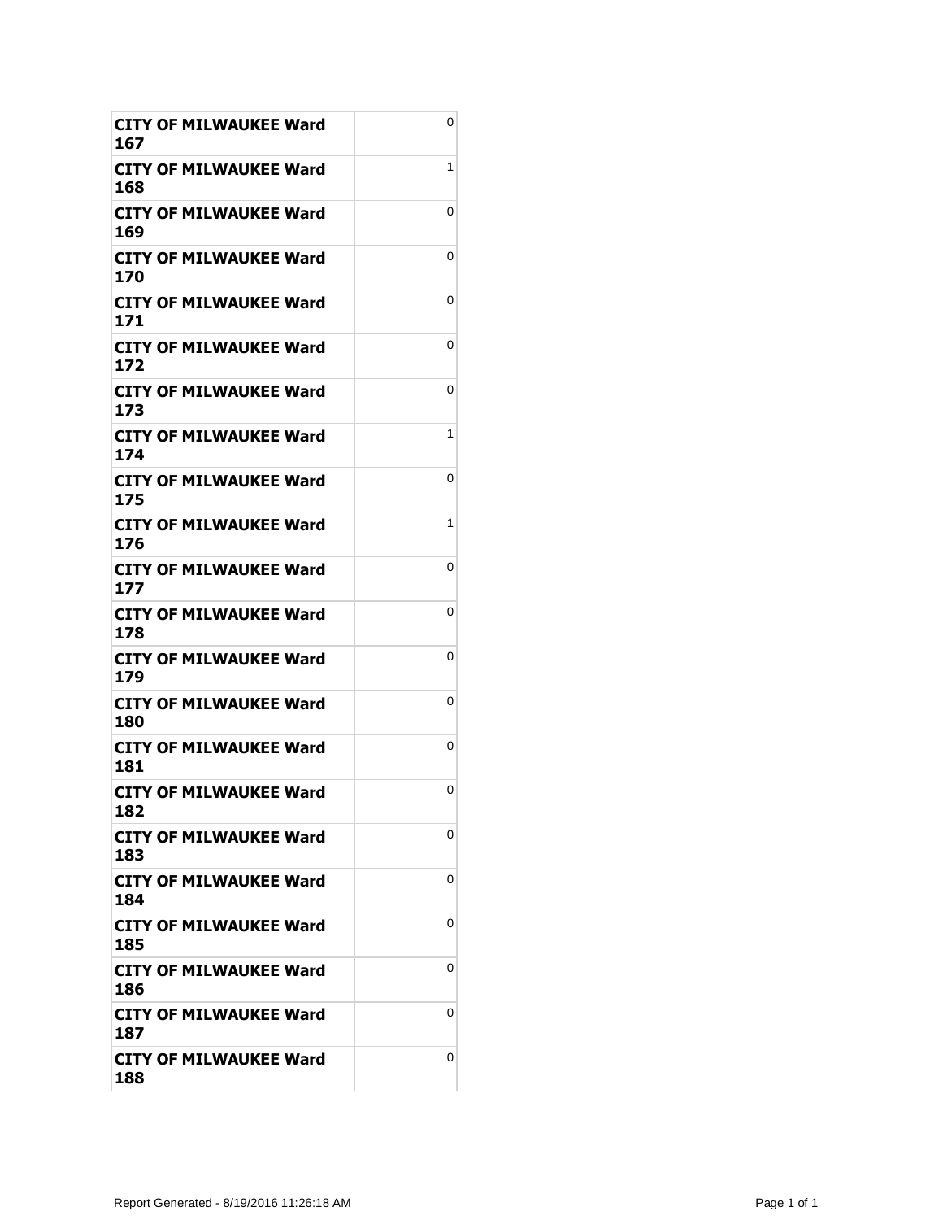| | |
|---|---|
| **CITY OF MILWAUKEE Ward 167** | 0 |
| **CITY OF MILWAUKEE Ward 168** | 1 |
| **CITY OF MILWAUKEE Ward 169** | 0 |
| **CITY OF MILWAUKEE Ward 170** | 0 |
| **CITY OF MILWAUKEE Ward 171** | 0 |
| **CITY OF MILWAUKEE Ward 172** | 0 |
| **CITY OF MILWAUKEE Ward 173** | 0 |
| **CITY OF MILWAUKEE Ward 174** | 1 |
| **CITY OF MILWAUKEE Ward 175** | 0 |
| **CITY OF MILWAUKEE Ward 176** | 1 |
| **CITY OF MILWAUKEE Ward 177** | 0 |
| **CITY OF MILWAUKEE Ward 178** | 0 |
| **CITY OF MILWAUKEE Ward 179** | 0 |
| **CITY OF MILWAUKEE Ward 180** | 0 |
| **CITY OF MILWAUKEE Ward 181** | 0 |
| **CITY OF MILWAUKEE Ward 182** | 0 |
| **CITY OF MILWAUKEE Ward 183** | 0 |
| **CITY OF MILWAUKEE Ward 184** | 0 |
| **CITY OF MILWAUKEE Ward 185** | 0 |
| **CITY OF MILWAUKEE Ward 186** | 0 |
| **CITY OF MILWAUKEE Ward 187** | 0 |
| **CITY OF MILWAUKEE Ward 188** | 0 |

Report Generated - 8/19/2016 11:26:18 AM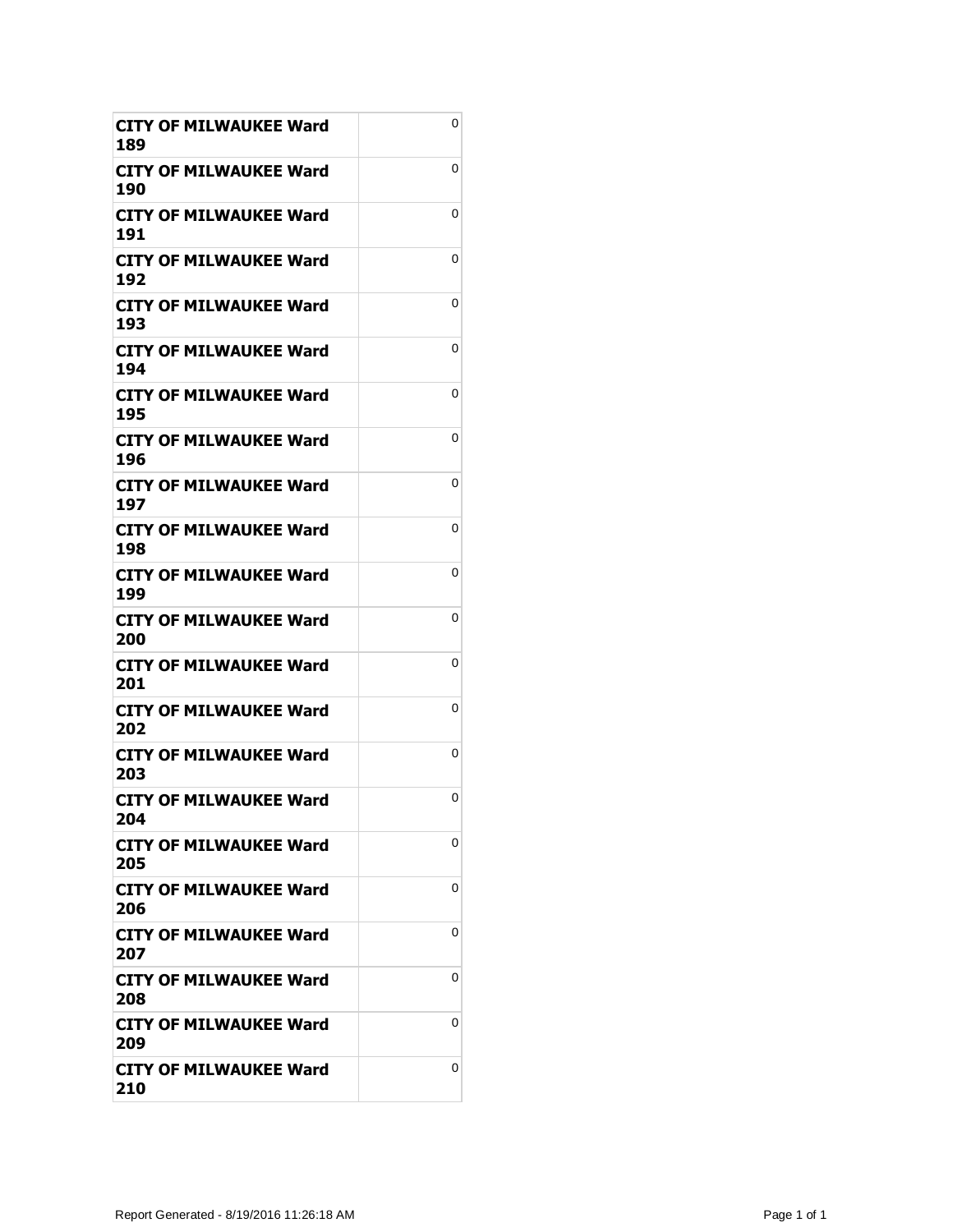| | |
|---|---|
| **CITY OF MILWAUKEE Ward 189** | 0 |
| **CITY OF MILWAUKEE Ward 190** | 0 |
| **CITY OF MILWAUKEE Ward 191** | 0 |
| **CITY OF MILWAUKEE Ward 192** | 0 |
| **CITY OF MILWAUKEE Ward 193** | 0 |
| **CITY OF MILWAUKEE Ward 194** | 0 |
| **CITY OF MILWAUKEE Ward 195** | 0 |
| **CITY OF MILWAUKEE Ward 196** | 0 |
| **CITY OF MILWAUKEE Ward 197** | 0 |
| **CITY OF MILWAUKEE Ward 198** | 0 |
| **CITY OF MILWAUKEE Ward 199** | 0 |
| **CITY OF MILWAUKEE Ward 200** | 0 |
| **CITY OF MILWAUKEE Ward 201** | 0 |
| **CITY OF MILWAUKEE Ward 202** | 0 |
| **CITY OF MILWAUKEE Ward 203** | 0 |
| **CITY OF MILWAUKEE Ward 204** | 0 |
| **CITY OF MILWAUKEE Ward 205** | 0 |
| **CITY OF MILWAUKEE Ward 206** | 0 |
| **CITY OF MILWAUKEE Ward 207** | 0 |
| **CITY OF MILWAUKEE Ward 208** | 0 |
| **CITY OF MILWAUKEE Ward 209** | 0 |
| **CITY OF MILWAUKEE Ward 210** | 0 |

Report Generated - 8/19/2016 11:26:18 AM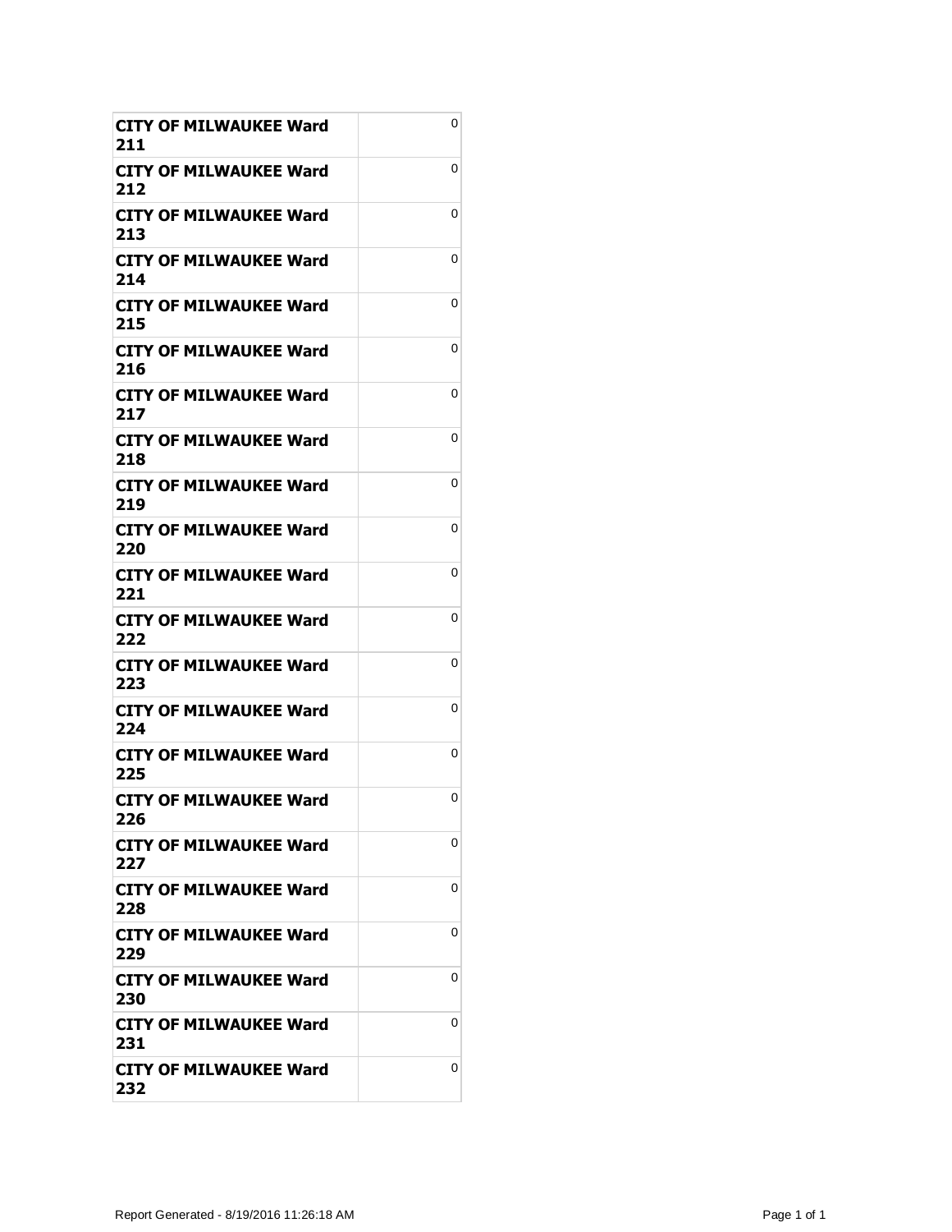| | |
|---|---|
| **CITY OF MILWAUKEE Ward 211** | 0 |
| **CITY OF MILWAUKEE Ward 212** | 0 |
| **CITY OF MILWAUKEE Ward 213** | 0 |
| **CITY OF MILWAUKEE Ward 214** | 0 |
| **CITY OF MILWAUKEE Ward 215** | 0 |
| **CITY OF MILWAUKEE Ward 216** | 0 |
| **CITY OF MILWAUKEE Ward 217** | 0 |
| **CITY OF MILWAUKEE Ward 218** | 0 |
| **CITY OF MILWAUKEE Ward 219** | 0 |
| **CITY OF MILWAUKEE Ward 220** | 0 |
| **CITY OF MILWAUKEE Ward 221** | 0 |
| **CITY OF MILWAUKEE Ward 222** | 0 |
| **CITY OF MILWAUKEE Ward 223** | 0 |
| **CITY OF MILWAUKEE Ward 224** | 0 |
| **CITY OF MILWAUKEE Ward 225** | 0 |
| **CITY OF MILWAUKEE Ward 226** | 0 |
| **CITY OF MILWAUKEE Ward 227** | 0 |
| **CITY OF MILWAUKEE Ward 228** | 0 |
| **CITY OF MILWAUKEE Ward 229** | 0 |
| **CITY OF MILWAUKEE Ward 230** | 0 |
| **CITY OF MILWAUKEE Ward 231** | 0 |
| **CITY OF MILWAUKEE Ward 232** | 0 |

Report Generated - 8/19/2016 11:26:18 AM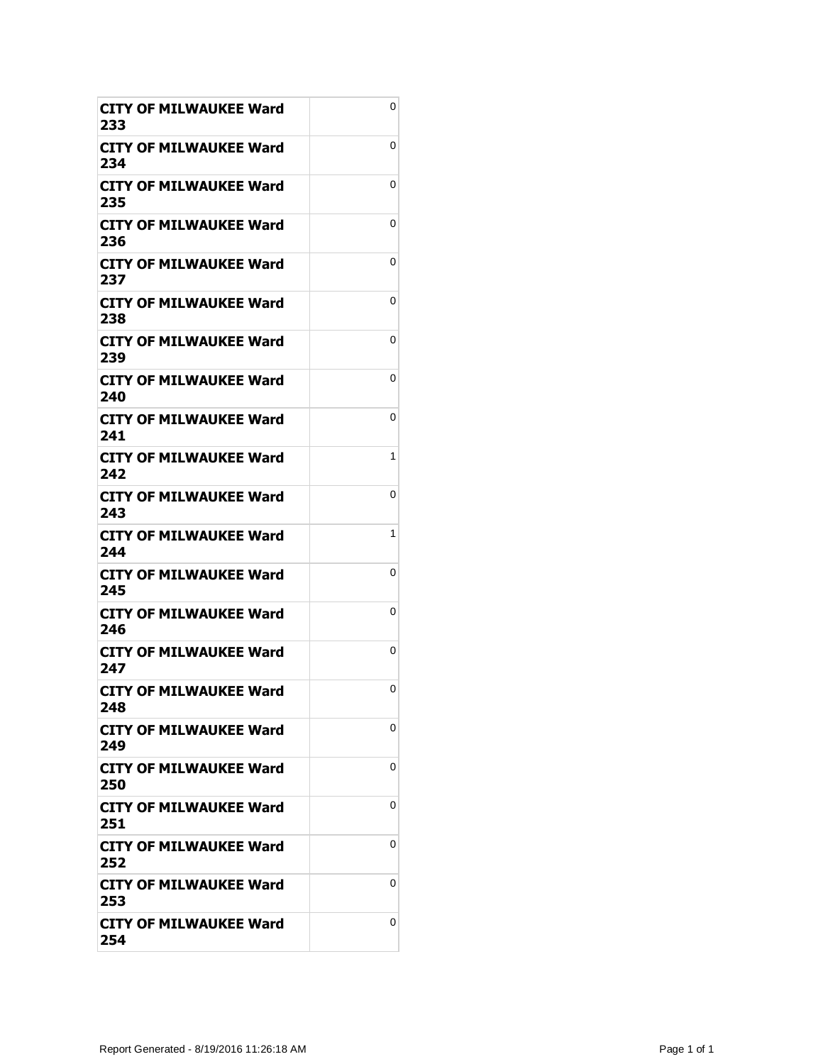| | |
|---|---|
| **CITY OF MILWAUKEE Ward 233** | 0 |
| **CITY OF MILWAUKEE Ward 234** | 0 |
| **CITY OF MILWAUKEE Ward 235** | 0 |
| **CITY OF MILWAUKEE Ward 236** | 0 |
| **CITY OF MILWAUKEE Ward 237** | 0 |
| **CITY OF MILWAUKEE Ward 238** | 0 |
| **CITY OF MILWAUKEE Ward 239** | 0 |
| **CITY OF MILWAUKEE Ward 240** | 0 |
| **CITY OF MILWAUKEE Ward 241** | 0 |
| **CITY OF MILWAUKEE Ward 242** | 1 |
| **CITY OF MILWAUKEE Ward 243** | 0 |
| **CITY OF MILWAUKEE Ward 244** | 1 |
| **CITY OF MILWAUKEE Ward 245** | 0 |
| **CITY OF MILWAUKEE Ward 246** | 0 |
| **CITY OF MILWAUKEE Ward 247** | 0 |
| **CITY OF MILWAUKEE Ward 248** | 0 |
| **CITY OF MILWAUKEE Ward 249** | 0 |
| **CITY OF MILWAUKEE Ward 250** | 0 |
| **CITY OF MILWAUKEE Ward 251** | 0 |
| **CITY OF MILWAUKEE Ward 252** | 0 |
| **CITY OF MILWAUKEE Ward 253** | 0 |
| **CITY OF MILWAUKEE Ward 254** | 0 |

Report Generated - 8/19/2016 11:26:18 AM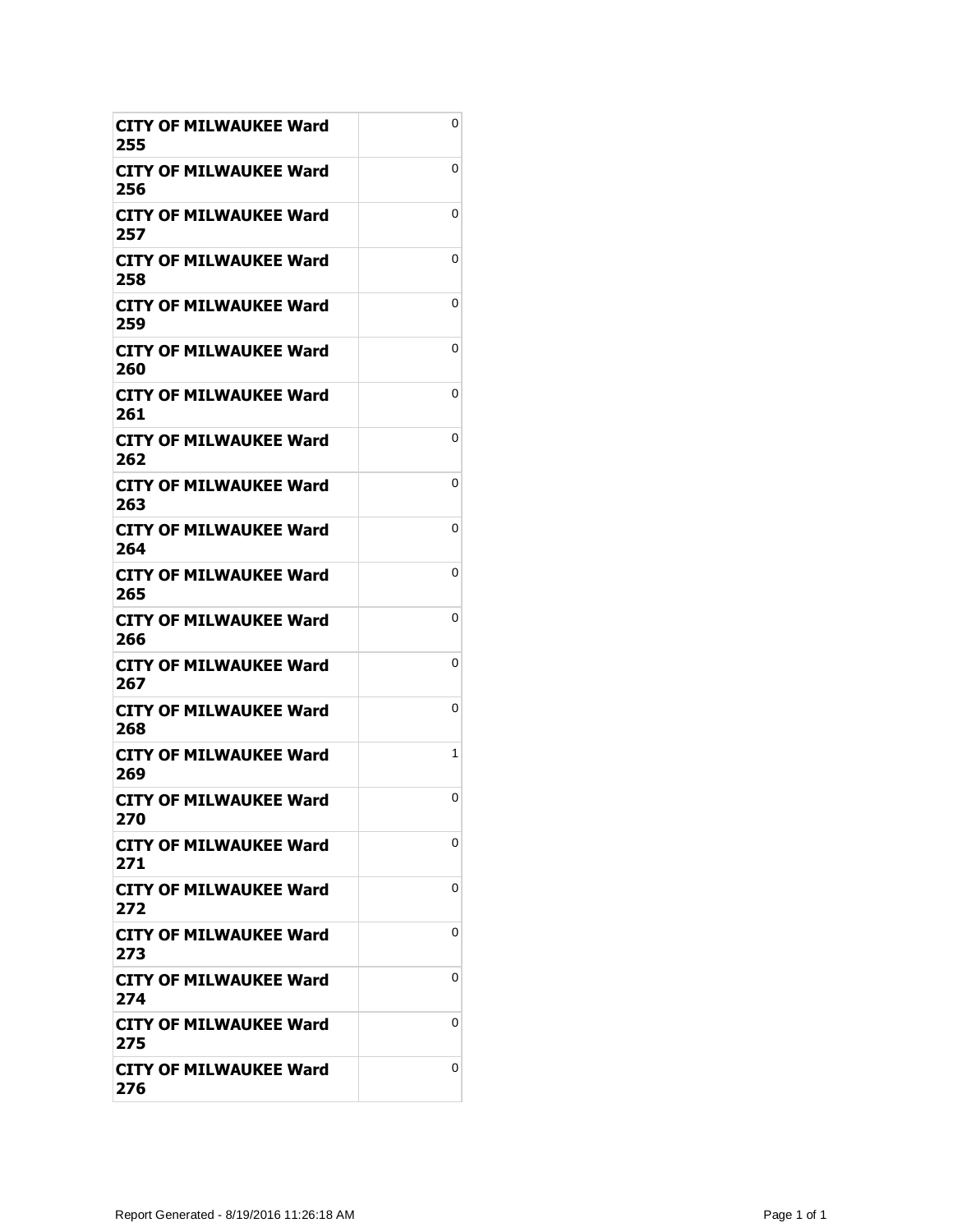| | |
|---|---|
| **CITY OF MILWAUKEE Ward 255** | 0 |
| **CITY OF MILWAUKEE Ward 256** | 0 |
| **CITY OF MILWAUKEE Ward 257** | 0 |
| **CITY OF MILWAUKEE Ward 258** | 0 |
| **CITY OF MILWAUKEE Ward 259** | 0 |
| **CITY OF MILWAUKEE Ward 260** | 0 |
| **CITY OF MILWAUKEE Ward 261** | 0 |
| **CITY OF MILWAUKEE Ward 262** | 0 |
| **CITY OF MILWAUKEE Ward 263** | 0 |
| **CITY OF MILWAUKEE Ward 264** | 0 |
| **CITY OF MILWAUKEE Ward 265** | 0 |
| **CITY OF MILWAUKEE Ward 266** | 0 |
| **CITY OF MILWAUKEE Ward 267** | 0 |
| **CITY OF MILWAUKEE Ward 268** | 0 |
| **CITY OF MILWAUKEE Ward 269** | 1 |
| **CITY OF MILWAUKEE Ward 270** | 0 |
| **CITY OF MILWAUKEE Ward 271** | 0 |
| **CITY OF MILWAUKEE Ward 272** | 0 |
| **CITY OF MILWAUKEE Ward 273** | 0 |
| **CITY OF MILWAUKEE Ward 274** | 0 |
| **CITY OF MILWAUKEE Ward 275** | 0 |
| **CITY OF MILWAUKEE Ward 276** | 0 |

Report Generated - 8/19/2016 11:26:18 AM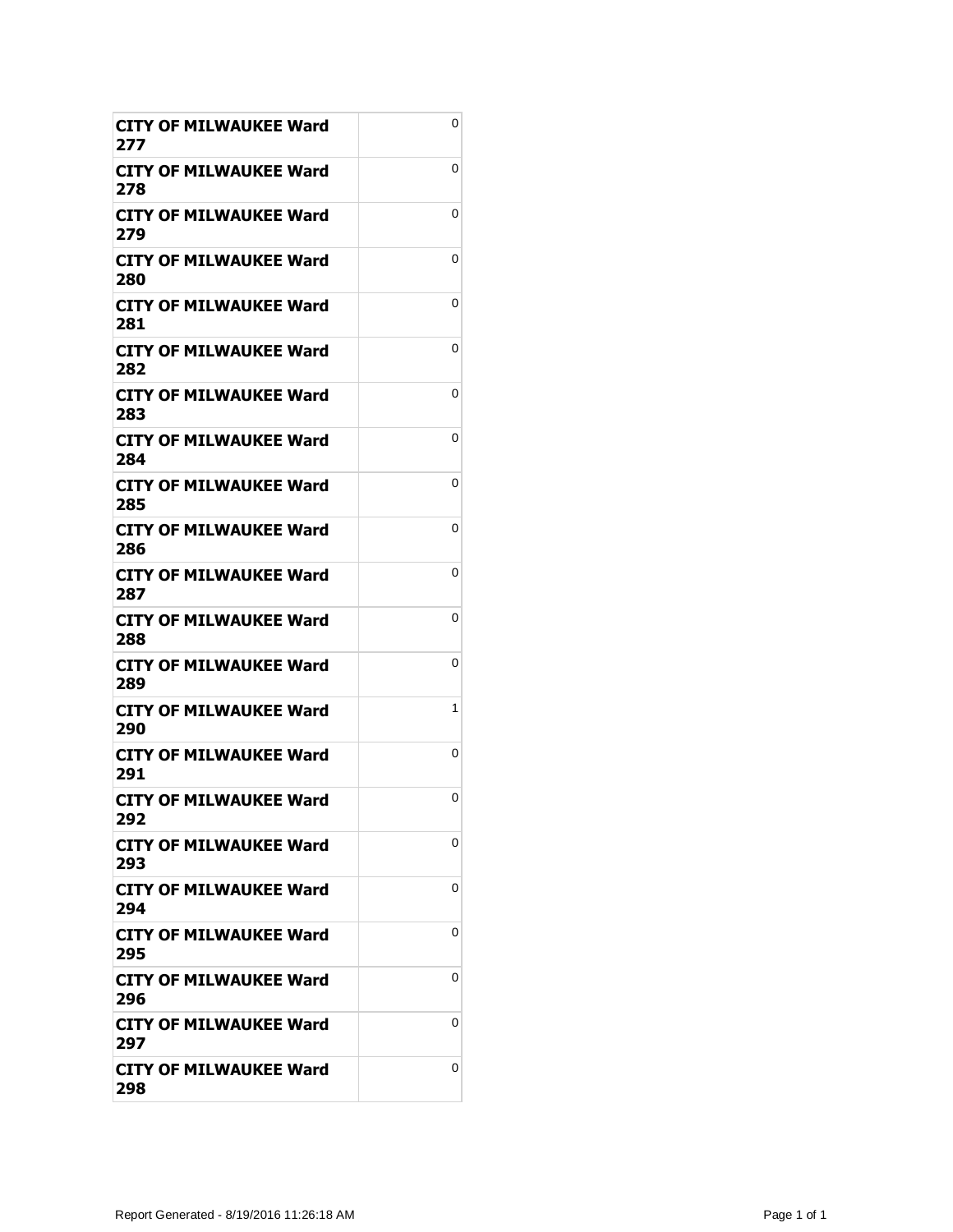| | |
|---|---|
| **CITY OF MILWAUKEE Ward 277** | 0 |
| **CITY OF MILWAUKEE Ward 278** | 0 |
| **CITY OF MILWAUKEE Ward 279** | 0 |
| **CITY OF MILWAUKEE Ward 280** | 0 |
| **CITY OF MILWAUKEE Ward 281** | 0 |
| **CITY OF MILWAUKEE Ward 282** | 0 |
| **CITY OF MILWAUKEE Ward 283** | 0 |
| **CITY OF MILWAUKEE Ward 284** | 0 |
| **CITY OF MILWAUKEE Ward 285** | 0 |
| **CITY OF MILWAUKEE Ward 286** | 0 |
| **CITY OF MILWAUKEE Ward 287** | 0 |
| **CITY OF MILWAUKEE Ward 288** | 0 |
| **CITY OF MILWAUKEE Ward 289** | 0 |
| **CITY OF MILWAUKEE Ward 290** | 1 |
| **CITY OF MILWAUKEE Ward 291** | 0 |
| **CITY OF MILWAUKEE Ward 292** | 0 |
| **CITY OF MILWAUKEE Ward 293** | 0 |
| **CITY OF MILWAUKEE Ward 294** | 0 |
| **CITY OF MILWAUKEE Ward 295** | 0 |
| **CITY OF MILWAUKEE Ward 296** | 0 |
| **CITY OF MILWAUKEE Ward 297** | 0 |
| **CITY OF MILWAUKEE Ward 298** | 0 |

Report Generated - 8/19/2016 11:26:18 AM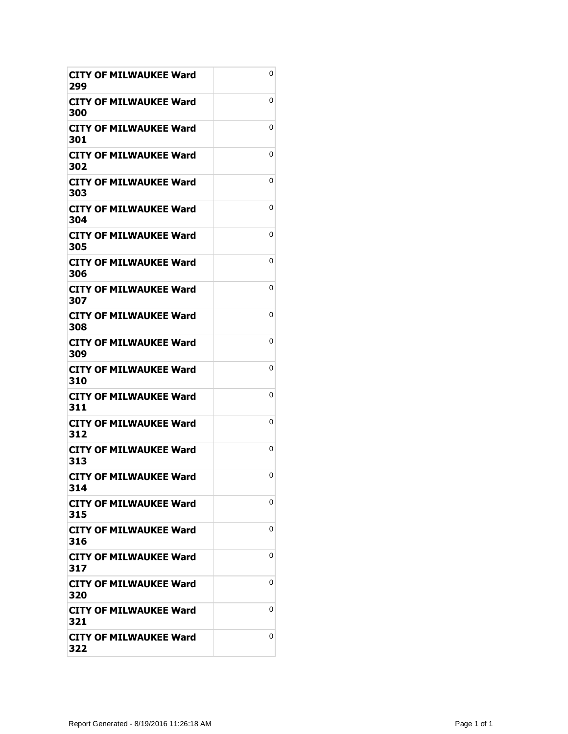| | |
|---|---|
| **CITY OF MILWAUKEE Ward 299** | 0 |
| **CITY OF MILWAUKEE Ward 300** | 0 |
| **CITY OF MILWAUKEE Ward 301** | 0 |
| **CITY OF MILWAUKEE Ward 302** | 0 |
| **CITY OF MILWAUKEE Ward 303** | 0 |
| **CITY OF MILWAUKEE Ward 304** | 0 |
| **CITY OF MILWAUKEE Ward 305** | 0 |
| **CITY OF MILWAUKEE Ward 306** | 0 |
| **CITY OF MILWAUKEE Ward 307** | 0 |
| **CITY OF MILWAUKEE Ward 308** | 0 |
| **CITY OF MILWAUKEE Ward 309** | 0 |
| **CITY OF MILWAUKEE Ward 310** | 0 |
| **CITY OF MILWAUKEE Ward 311** | 0 |
| **CITY OF MILWAUKEE Ward 312** | 0 |
| **CITY OF MILWAUKEE Ward 313** | 0 |
| **CITY OF MILWAUKEE Ward 314** | 0 |
| **CITY OF MILWAUKEE Ward 315** | 0 |
| **CITY OF MILWAUKEE Ward 316** | 0 |
| **CITY OF MILWAUKEE Ward 317** | 0 |
| **CITY OF MILWAUKEE Ward 320** | 0 |
| **CITY OF MILWAUKEE Ward 321** | 0 |
| **CITY OF MILWAUKEE Ward 322** | 0 |

Report Generated - 8/19/2016 11:26:18 AM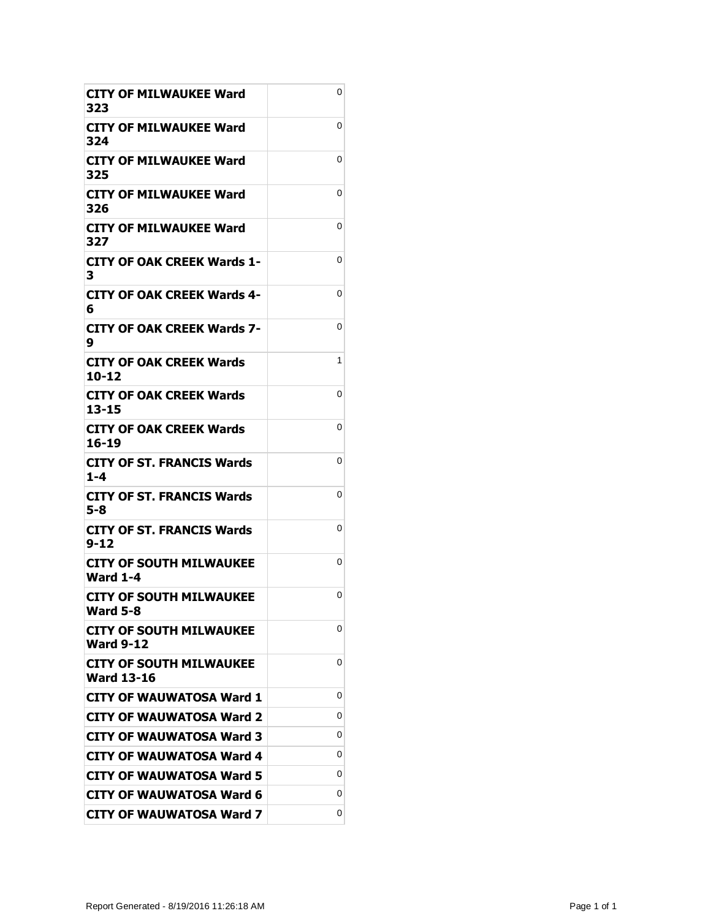| | |
|---|---|
| **CITY OF MILWAUKEE Ward 323** | 0 |
| **CITY OF MILWAUKEE Ward 324** | 0 |
| **CITY OF MILWAUKEE Ward 325** | 0 |
| **CITY OF MILWAUKEE Ward 326** | 0 |
| **CITY OF MILWAUKEE Ward 327** | 0 |
| **CITY OF OAK CREEK Wards 1-3** | 0 |
| **CITY OF OAK CREEK Wards 4-6** | 0 |
| **CITY OF OAK CREEK Wards 7-9** | 0 |
| **CITY OF OAK CREEK Wards 10-12** | 1 |
| **CITY OF OAK CREEK Wards 13-15** | 0 |
| **CITY OF OAK CREEK Wards 16-19** | 0 |
| **CITY OF ST. FRANCIS Wards 1-4** | 0 |
| **CITY OF ST. FRANCIS Wards 5-8** | 0 |
| **CITY OF ST. FRANCIS Wards 9-12** | 0 |
| **CITY OF SOUTH MILWAUKEE Ward 1-4** | 0 |
| **CITY OF SOUTH MILWAUKEE Ward 5-8** | 0 |
| **CITY OF SOUTH MILWAUKEE Ward 9-12** | 0 |
| **CITY OF SOUTH MILWAUKEE Ward 13-16** | 0 |
| **CITY OF WAUWATOSA Ward 1** | 0 |
| **CITY OF WAUWATOSA Ward 2** | 0 |
| **CITY OF WAUWATOSA Ward 3** | 0 |
| **CITY OF WAUWATOSA Ward 4** | 0 |
| **CITY OF WAUWATOSA Ward 5** | 0 |
| **CITY OF WAUWATOSA Ward 6** | 0 |
| **CITY OF WAUWATOSA Ward 7** | 0 |

Report Generated - 8/19/2016 11:26:18 AM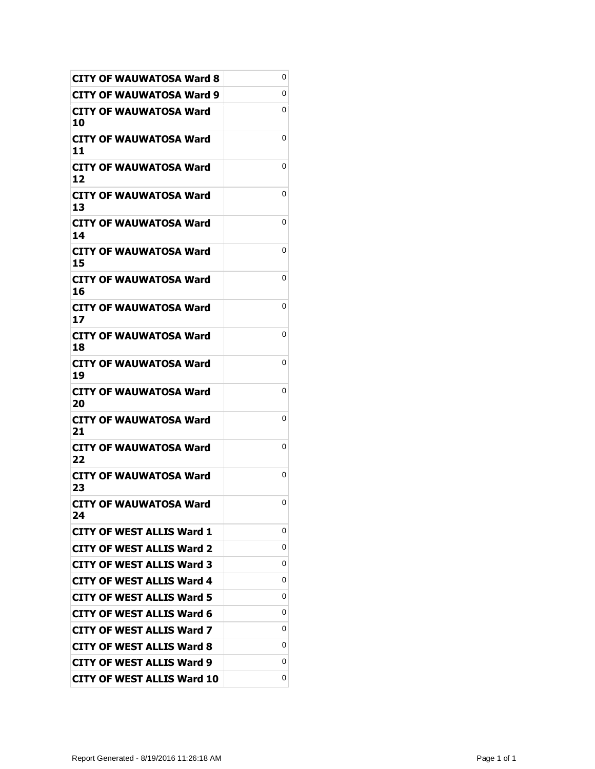| | |
|---|---|
| **CITY OF WAUWATOSA Ward 8** | 0 |
| **CITY OF WAUWATOSA Ward 9** | 0 |
| **CITY OF WAUWATOSA Ward 10** | 0 |
| **CITY OF WAUWATOSA Ward 11** | 0 |
| **CITY OF WAUWATOSA Ward 12** | 0 |
| **CITY OF WAUWATOSA Ward 13** | 0 |
| **CITY OF WAUWATOSA Ward 14** | 0 |
| **CITY OF WAUWATOSA Ward 15** | 0 |
| **CITY OF WAUWATOSA Ward 16** | 0 |
| **CITY OF WAUWATOSA Ward 17** | 0 |
| **CITY OF WAUWATOSA Ward 18** | 0 |
| **CITY OF WAUWATOSA Ward 19** | 0 |
| **CITY OF WAUWATOSA Ward 20** | 0 |
| **CITY OF WAUWATOSA Ward 21** | 0 |
| **CITY OF WAUWATOSA Ward 22** | 0 |
| **CITY OF WAUWATOSA Ward 23** | 0 |
| **CITY OF WAUWATOSA Ward 24** | 0 |
| **CITY OF WEST ALLIS Ward 1** | 0 |
| **CITY OF WEST ALLIS Ward 2** | 0 |
| **CITY OF WEST ALLIS Ward 3** | 0 |
| **CITY OF WEST ALLIS Ward 4** | 0 |
| **CITY OF WEST ALLIS Ward 5** | 0 |
| **CITY OF WEST ALLIS Ward 6** | 0 |
| **CITY OF WEST ALLIS Ward 7** | 0 |
| **CITY OF WEST ALLIS Ward 8** | 0 |
| **CITY OF WEST ALLIS Ward 9** | 0 |
| **CITY OF WEST ALLIS Ward 10** | 0 |

Report Generated - 8/19/2016 11:26:18 AM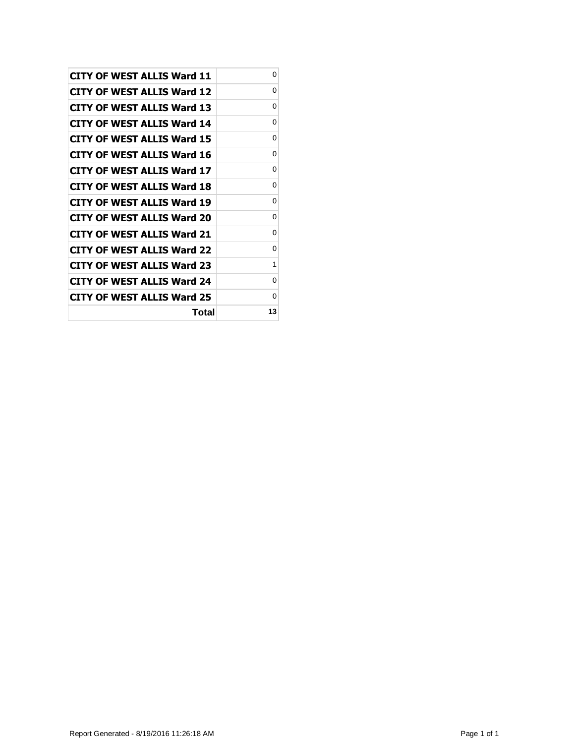| | |
|---|---|
| **CITY OF WEST ALLIS Ward 11** | 0 |
| **CITY OF WEST ALLIS Ward 12** | 0 |
| **CITY OF WEST ALLIS Ward 13** | 0 |
| **CITY OF WEST ALLIS Ward 14** | 0 |
| **CITY OF WEST ALLIS Ward 15** | 0 |
| **CITY OF WEST ALLIS Ward 16** | 0 |
| **CITY OF WEST ALLIS Ward 17** | 0 |
| **CITY OF WEST ALLIS Ward 18** | 0 |
| **CITY OF WEST ALLIS Ward 19** | 0 |
| **CITY OF WEST ALLIS Ward 20** | 0 |
| **CITY OF WEST ALLIS Ward 21** | 0 |
| **CITY OF WEST ALLIS Ward 22** | 0 |
| **CITY OF WEST ALLIS Ward 23** | 1 |
| **CITY OF WEST ALLIS Ward 24** | 0 |
| **CITY OF WEST ALLIS Ward 25** | 0 |
| **Total** | **13** |

Report Generated - 8/19/2016 11:26:18 AM